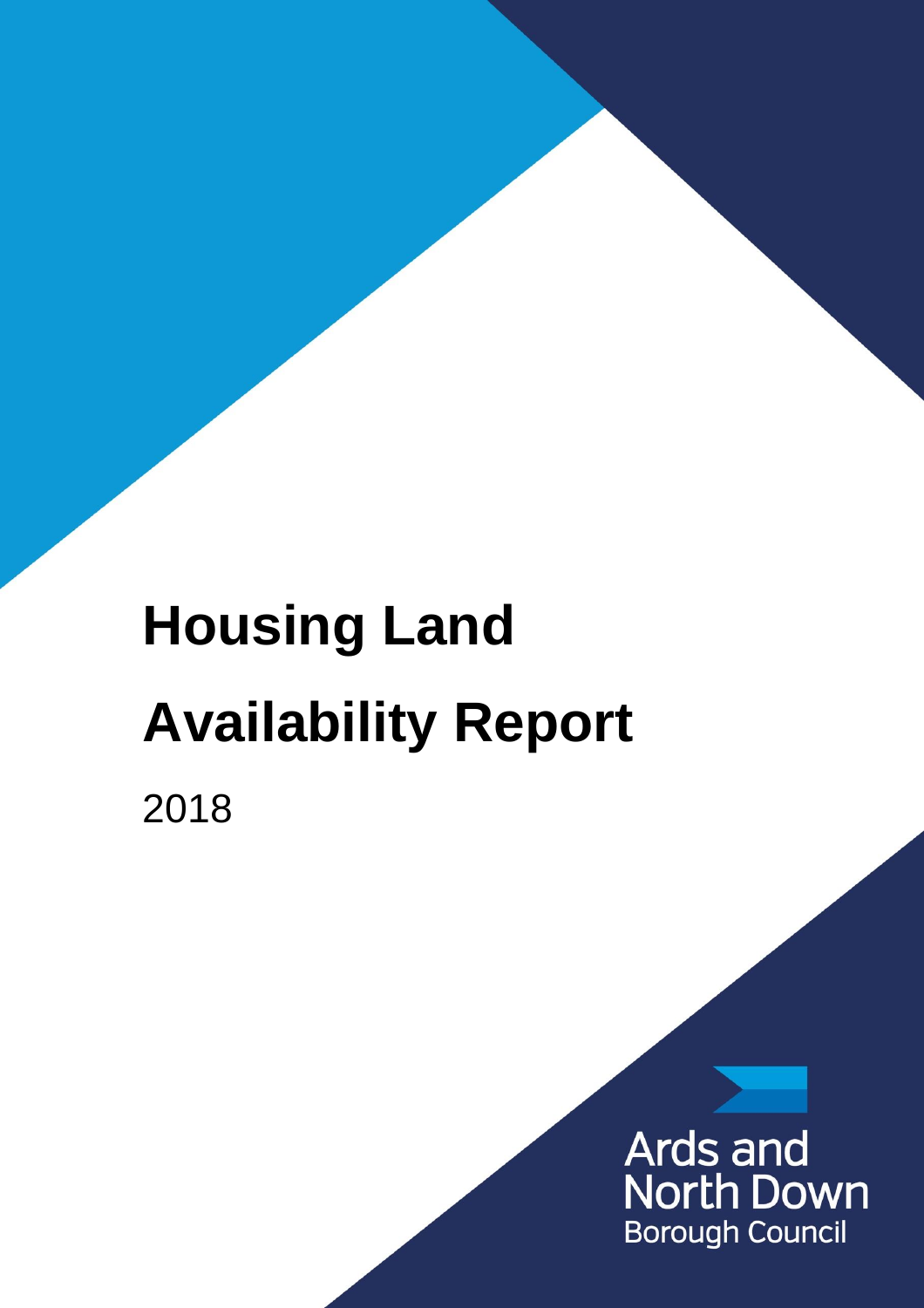# Housing Land Availability Report

2018

Ards and North Down Borough Council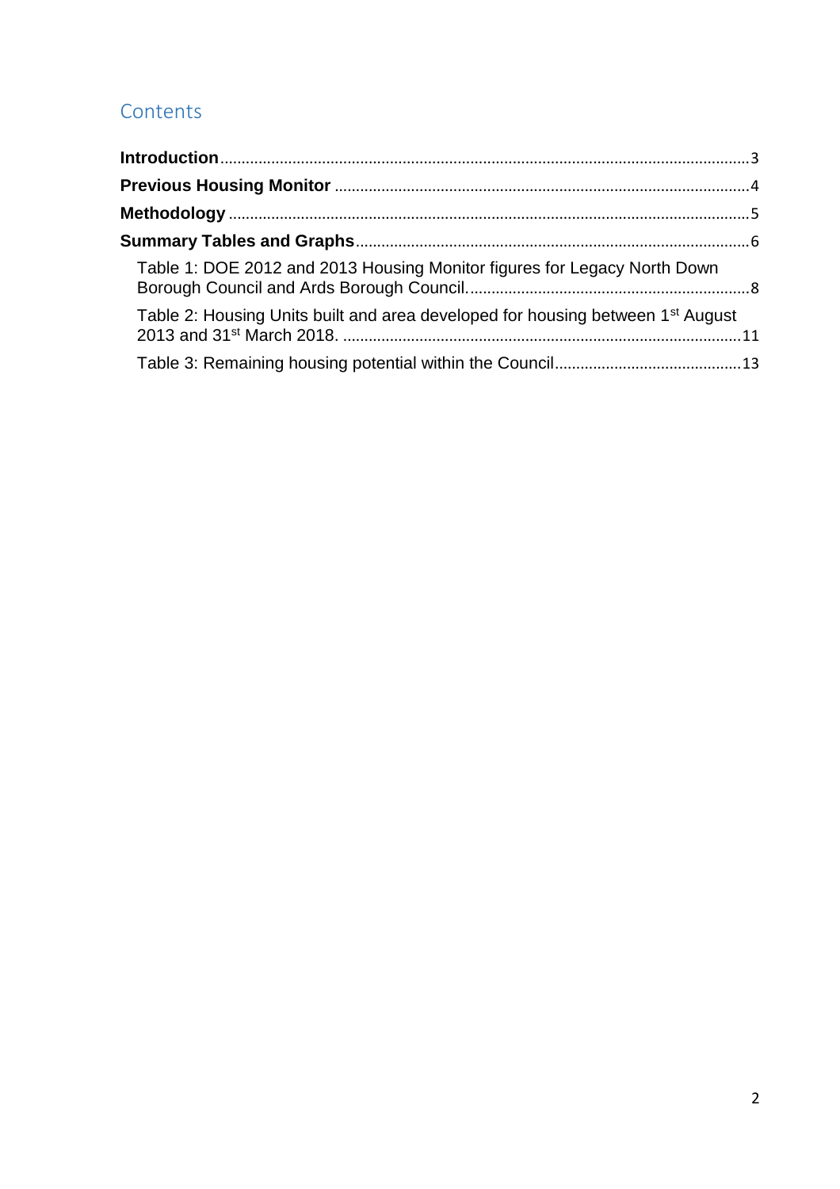## Contents

**Introduction** ........................................................................ 3

**Previous Housing Monitor** ........................................................................ 4

**Methodology** ........................................................................ 5

**Summary Tables and Graphs** ........................................................................ 6

- Table 1: DOE 2012 and 2013 Housing Monitor figures for Legacy North Down Borough Council and Ards Borough Council. ........................................................................ 8
- Table 2: Housing Units built and area developed for housing between 1st August 2013 and 31st March 2018. ........................................................................ 11
- Table 3: Remaining housing potential within the Council ........................................................................ 13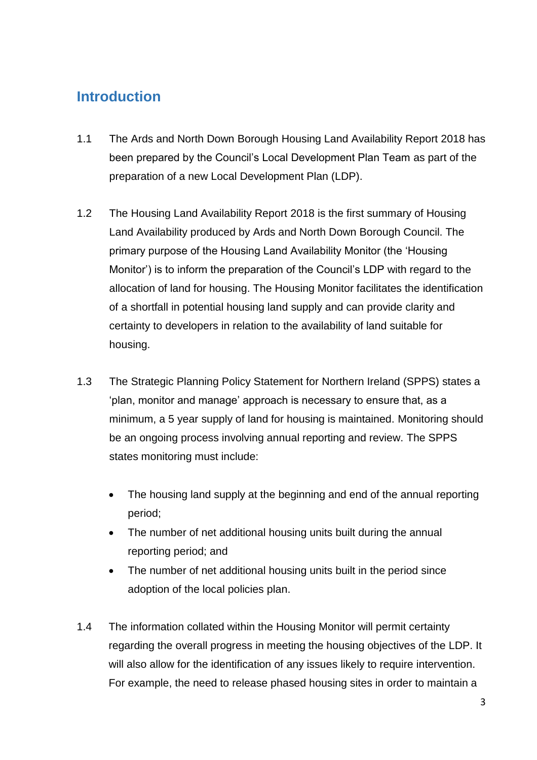## Introduction

1.1 The Ards and North Down Borough Housing Land Availability Report 2018 has been prepared by the Council's Local Development Plan Team as part of the preparation of a new Local Development Plan (LDP).

1.2 The Housing Land Availability Report 2018 is the first summary of Housing Land Availability produced by Ards and North Down Borough Council. The primary purpose of the Housing Land Availability Monitor (the 'Housing Monitor') is to inform the preparation of the Council's LDP with regard to the allocation of land for housing. The Housing Monitor facilitates the identification of a shortfall in potential housing land supply and can provide clarity and certainty to developers in relation to the availability of land suitable for housing.

1.3 The Strategic Planning Policy Statement for Northern Ireland (SPPS) states a 'plan, monitor and manage' approach is necessary to ensure that, as a minimum, a 5 year supply of land for housing is maintained. Monitoring should be an ongoing process involving annual reporting and review. The SPPS states monitoring must include:

- The housing land supply at the beginning and end of the annual reporting period;
- The number of net additional housing units built during the annual reporting period; and
- The number of net additional housing units built in the period since adoption of the local policies plan.

1.4 The information collated within the Housing Monitor will permit certainty regarding the overall progress in meeting the housing objectives of the LDP. It will also allow for the identification of any issues likely to require intervention. For example, the need to release phased housing sites in order to maintain a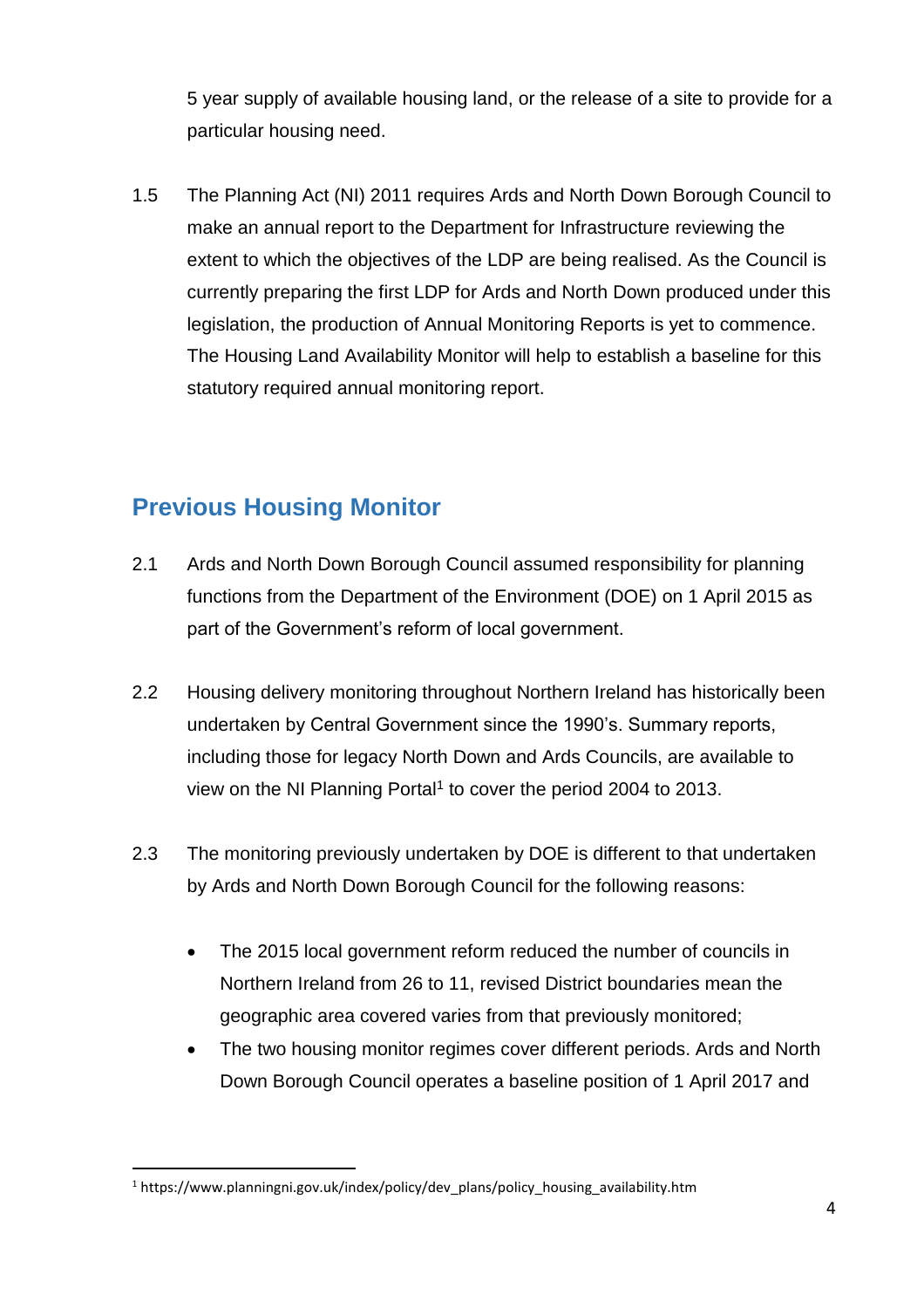5 year supply of available housing land, or the release of a site to provide for a particular housing need.

1.5 The Planning Act (NI) 2011 requires Ards and North Down Borough Council to make an annual report to the Department for Infrastructure reviewing the extent to which the objectives of the LDP are being realised. As the Council is currently preparing the first LDP for Ards and North Down produced under this legislation, the production of Annual Monitoring Reports is yet to commence. The Housing Land Availability Monitor will help to establish a baseline for this statutory required annual monitoring report.

## Previous Housing Monitor

2.1 Ards and North Down Borough Council assumed responsibility for planning functions from the Department of the Environment (DOE) on 1 April 2015 as part of the Government's reform of local government.

2.2 Housing delivery monitoring throughout Northern Ireland has historically been undertaken by Central Government since the 1990's. Summary reports, including those for legacy North Down and Ards Councils, are available to view on the NI Planning Portal[1] to cover the period 2004 to 2013.

2.3 The monitoring previously undertaken by DOE is different to that undertaken by Ards and North Down Borough Council for the following reasons:

- The 2015 local government reform reduced the number of councils in Northern Ireland from 26 to 11, revised District boundaries mean the geographic area covered varies from that previously monitored;
- The two housing monitor regimes cover different periods. Ards and North Down Borough Council operates a baseline position of 1 April 2017 and

[1] https://www.planningni.gov.uk/index/policy/dev_plans/policy_housing_availability.htm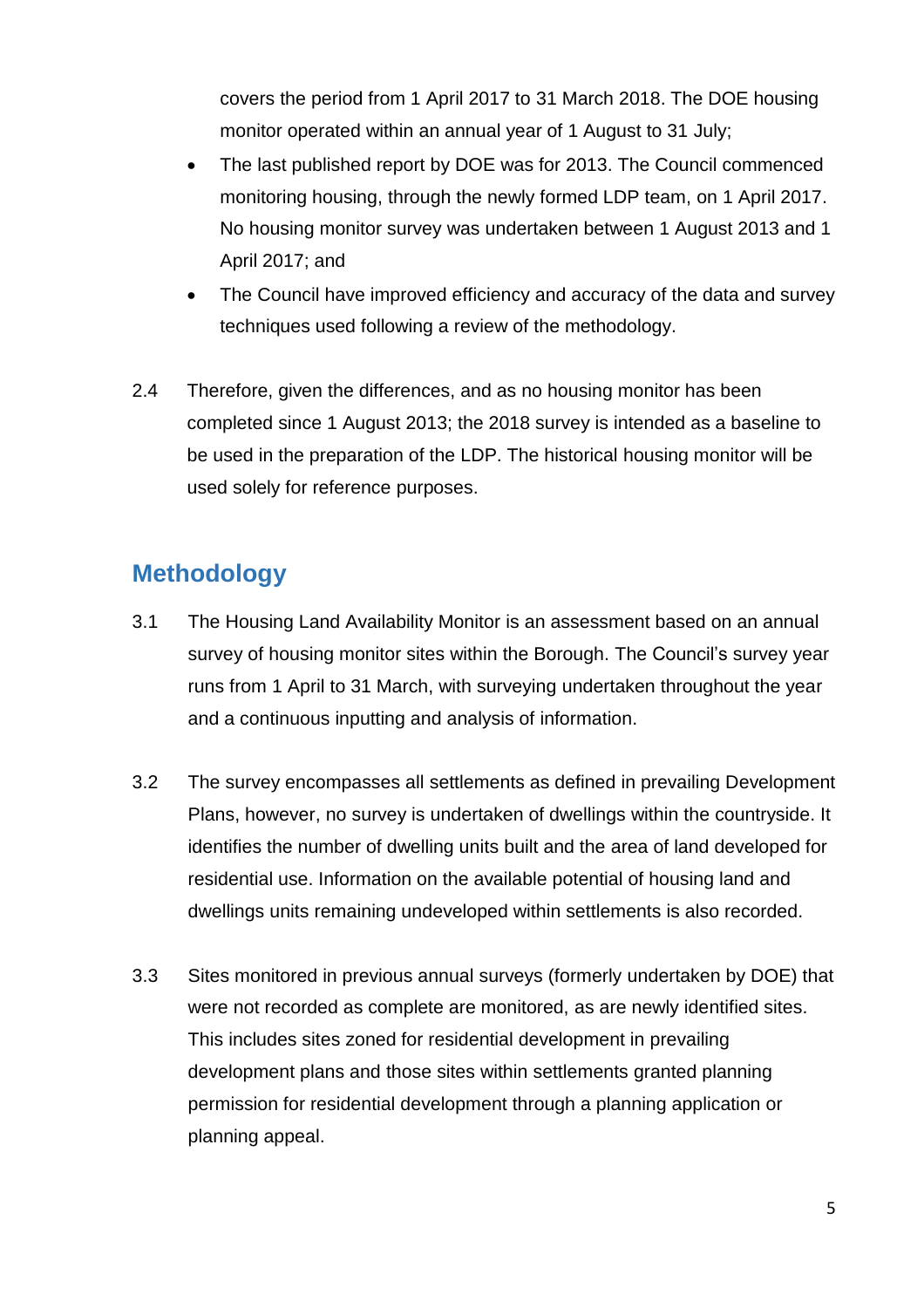covers the period from 1 April 2017 to 31 March 2018. The DOE housing monitor operated within an annual year of 1 August to 31 July;

- The last published report by DOE was for 2013. The Council commenced monitoring housing, through the newly formed LDP team, on 1 April 2017. No housing monitor survey was undertaken between 1 August 2013 and 1 April 2017; and
- The Council have improved efficiency and accuracy of the data and survey techniques used following a review of the methodology.

2.4 Therefore, given the differences, and as no housing monitor has been completed since 1 August 2013; the 2018 survey is intended as a baseline to be used in the preparation of the LDP. The historical housing monitor will be used solely for reference purposes.

## Methodology

3.1 The Housing Land Availability Monitor is an assessment based on an annual survey of housing monitor sites within the Borough. The Council's survey year runs from 1 April to 31 March, with surveying undertaken throughout the year and a continuous inputting and analysis of information.

3.2 The survey encompasses all settlements as defined in prevailing Development Plans, however, no survey is undertaken of dwellings within the countryside. It identifies the number of dwelling units built and the area of land developed for residential use. Information on the available potential of housing land and dwellings units remaining undeveloped within settlements is also recorded.

3.3 Sites monitored in previous annual surveys (formerly undertaken by DOE) that were not recorded as complete are monitored, as are newly identified sites. This includes sites zoned for residential development in prevailing development plans and those sites within settlements granted planning permission for residential development through a planning application or planning appeal.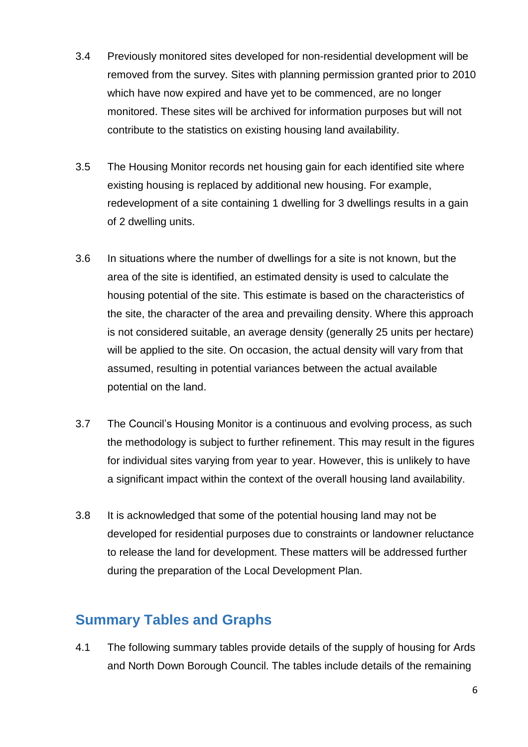3.4 Previously monitored sites developed for non-residential development will be removed from the survey. Sites with planning permission granted prior to 2010 which have now expired and have yet to be commenced, are no longer monitored. These sites will be archived for information purposes but will not contribute to the statistics on existing housing land availability.

3.5 The Housing Monitor records net housing gain for each identified site where existing housing is replaced by additional new housing. For example, redevelopment of a site containing 1 dwelling for 3 dwellings results in a gain of 2 dwelling units.

3.6 In situations where the number of dwellings for a site is not known, but the area of the site is identified, an estimated density is used to calculate the housing potential of the site. This estimate is based on the characteristics of the site, the character of the area and prevailing density. Where this approach is not considered suitable, an average density (generally 25 units per hectare) will be applied to the site. On occasion, the actual density will vary from that assumed, resulting in potential variances between the actual available potential on the land.

3.7 The Council's Housing Monitor is a continuous and evolving process, as such the methodology is subject to further refinement. This may result in the figures for individual sites varying from year to year. However, this is unlikely to have a significant impact within the context of the overall housing land availability.

3.8 It is acknowledged that some of the potential housing land may not be developed for residential purposes due to constraints or landowner reluctance to release the land for development. These matters will be addressed further during the preparation of the Local Development Plan.

## Summary Tables and Graphs

4.1 The following summary tables provide details of the supply of housing for Ards and North Down Borough Council. The tables include details of the remaining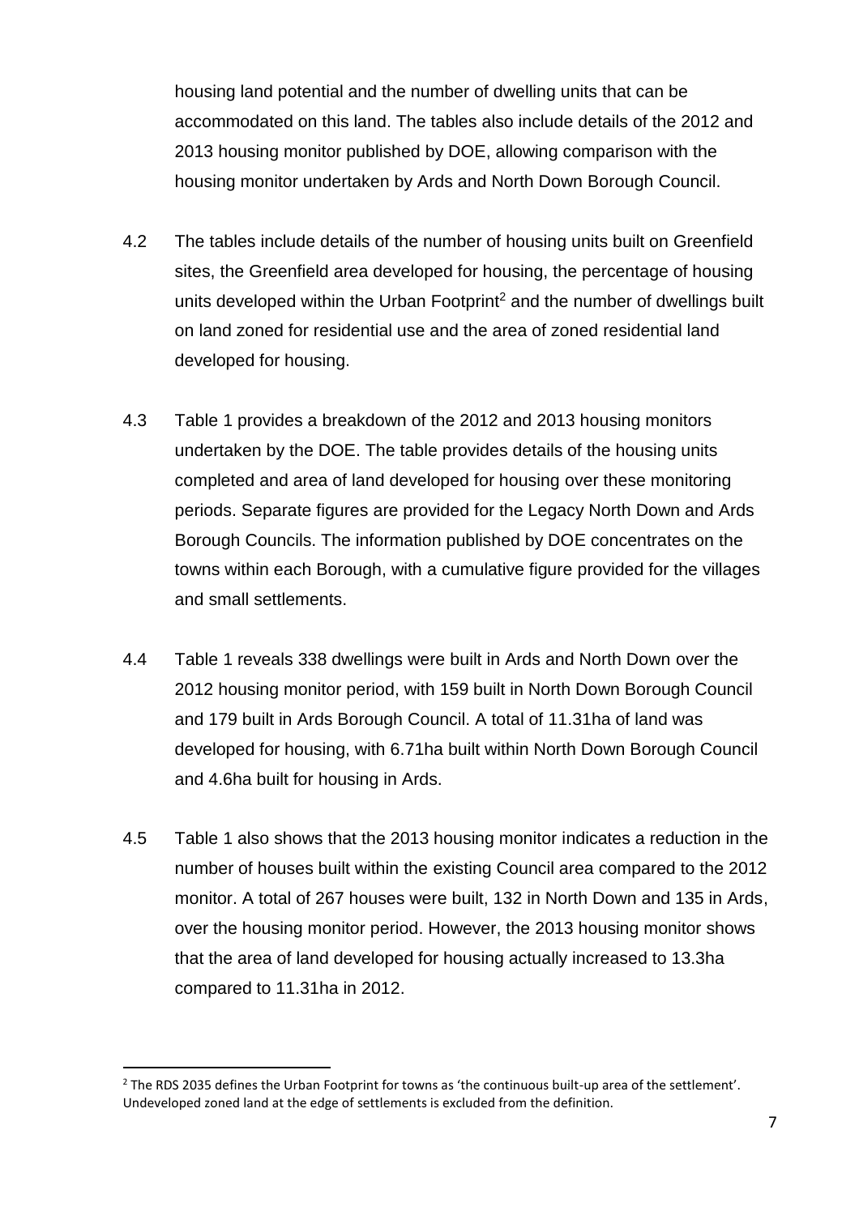housing land potential and the number of dwelling units that can be accommodated on this land. The tables also include details of the 2012 and 2013 housing monitor published by DOE, allowing comparison with the housing monitor undertaken by Ards and North Down Borough Council.

4.2 The tables include details of the number of housing units built on Greenfield sites, the Greenfield area developed for housing, the percentage of housing units developed within the Urban Footprint[2] and the number of dwellings built on land zoned for residential use and the area of zoned residential land developed for housing.

4.3 Table 1 provides a breakdown of the 2012 and 2013 housing monitors undertaken by the DOE. The table provides details of the housing units completed and area of land developed for housing over these monitoring periods. Separate figures are provided for the Legacy North Down and Ards Borough Councils. The information published by DOE concentrates on the towns within each Borough, with a cumulative figure provided for the villages and small settlements.

4.4 Table 1 reveals 338 dwellings were built in Ards and North Down over the 2012 housing monitor period, with 159 built in North Down Borough Council and 179 built in Ards Borough Council. A total of 11.31ha of land was developed for housing, with 6.71ha built within North Down Borough Council and 4.6ha built for housing in Ards.

4.5 Table 1 also shows that the 2013 housing monitor indicates a reduction in the number of houses built within the existing Council area compared to the 2012 monitor. A total of 267 houses were built, 132 in North Down and 135 in Ards, over the housing monitor period. However, the 2013 housing monitor shows that the area of land developed for housing actually increased to 13.3ha compared to 11.31ha in 2012.

[2] The RDS 2035 defines the Urban Footprint for towns as 'the continuous built-up area of the settlement'. Undeveloped zoned land at the edge of settlements is excluded from the definition.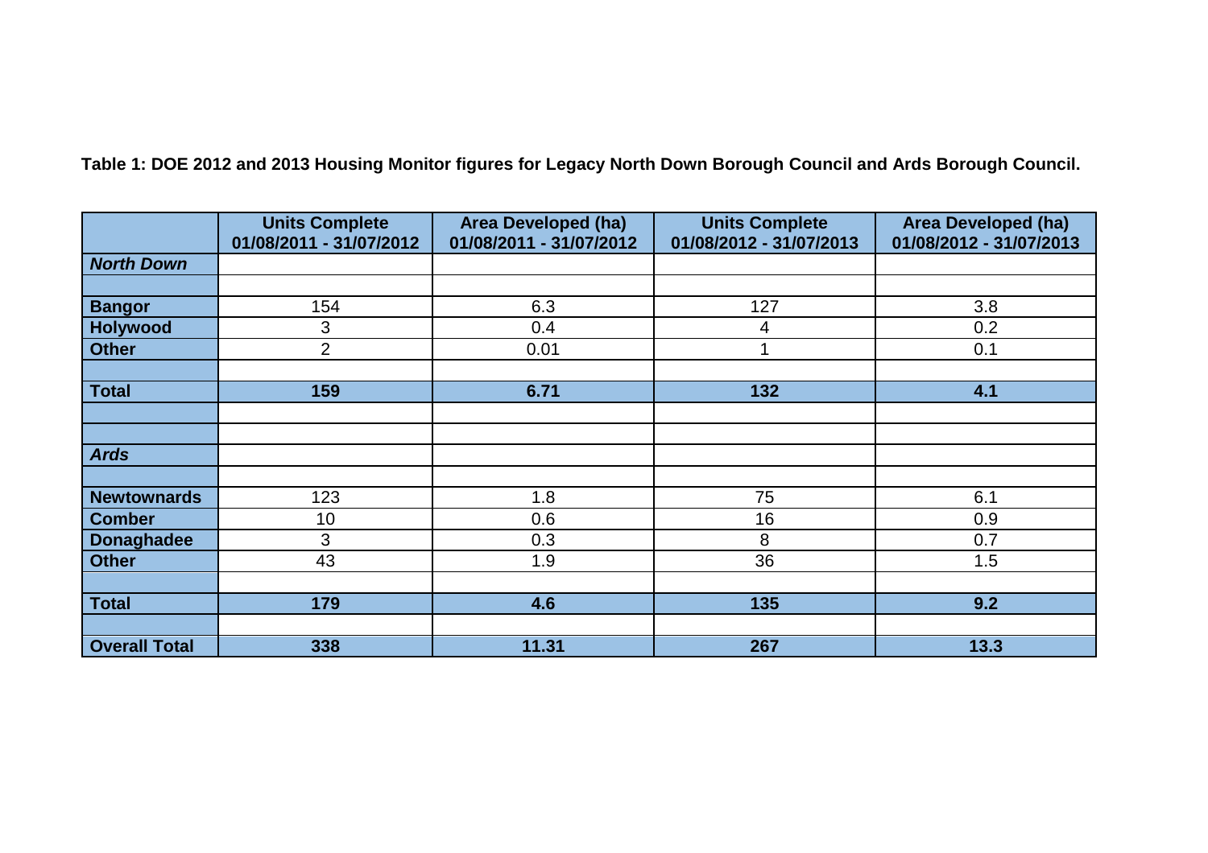**Table 1: DOE 2012 and 2013 Housing Monitor figures for Legacy North Down Borough Council and Ards Borough Council.**

| | Units Complete 01/08/2011 - 31/07/2012 | Area Developed (ha) 01/08/2011 - 31/07/2012 | Units Complete 01/08/2012 - 31/07/2013 | Area Developed (ha) 01/08/2012 - 31/07/2013 |
|---|---|---|---|---|
| ***North Down*** | | | | |
| | | | | |
| **Bangor** | 154 | 6.3 | 127 | 3.8 |
| **Holywood** | 3 | 0.4 | 4 | 0.2 |
| **Other** | 2 | 0.01 | 1 | 0.1 |
| | | | | |
| **Total** | **159** | **6.71** | **132** | **4.1** |
| | | | | |
| | | | | |
| ***Ards*** | | | | |
| | | | | |
| **Newtownards** | 123 | 1.8 | 75 | 6.1 |
| **Comber** | 10 | 0.6 | 16 | 0.9 |
| **Donaghadee** | 3 | 0.3 | 8 | 0.7 |
| **Other** | 43 | 1.9 | 36 | 1.5 |
| | | | | |
| **Total** | **179** | **4.6** | **135** | **9.2** |
| | | | | |
| **Overall Total** | **338** | **11.31** | **267** | **13.3** |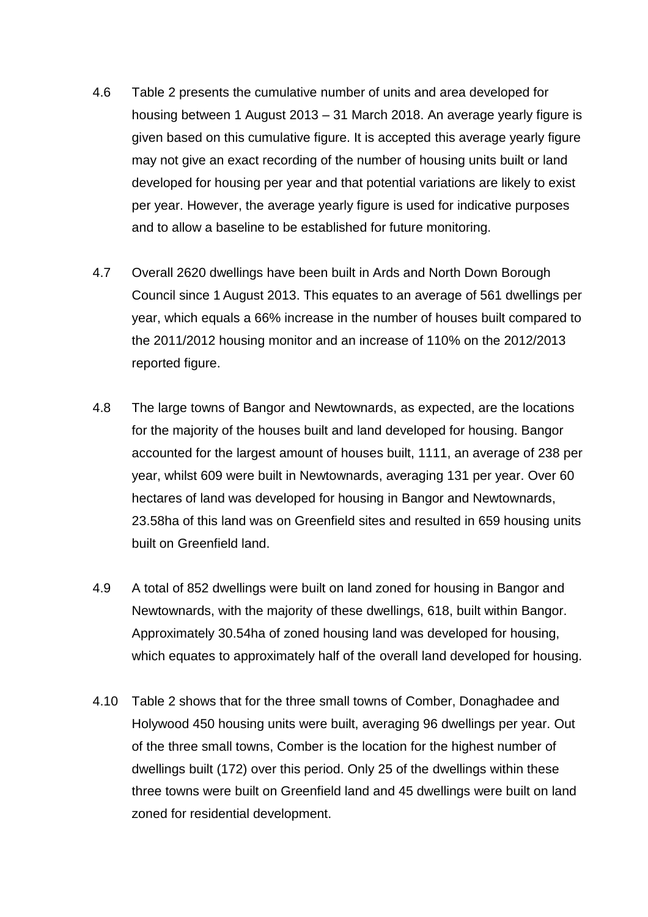4.6 Table 2 presents the cumulative number of units and area developed for housing between 1 August 2013 – 31 March 2018. An average yearly figure is given based on this cumulative figure. It is accepted this average yearly figure may not give an exact recording of the number of housing units built or land developed for housing per year and that potential variations are likely to exist per year. However, the average yearly figure is used for indicative purposes and to allow a baseline to be established for future monitoring.

4.7 Overall 2620 dwellings have been built in Ards and North Down Borough Council since 1 August 2013. This equates to an average of 561 dwellings per year, which equals a 66% increase in the number of houses built compared to the 2011/2012 housing monitor and an increase of 110% on the 2012/2013 reported figure.

4.8 The large towns of Bangor and Newtownards, as expected, are the locations for the majority of the houses built and land developed for housing. Bangor accounted for the largest amount of houses built, 1111, an average of 238 per year, whilst 609 were built in Newtownards, averaging 131 per year. Over 60 hectares of land was developed for housing in Bangor and Newtownards, 23.58ha of this land was on Greenfield sites and resulted in 659 housing units built on Greenfield land.

4.9 A total of 852 dwellings were built on land zoned for housing in Bangor and Newtownards, with the majority of these dwellings, 618, built within Bangor. Approximately 30.54ha of zoned housing land was developed for housing, which equates to approximately half of the overall land developed for housing.

4.10 Table 2 shows that for the three small towns of Comber, Donaghadee and Holywood 450 housing units were built, averaging 96 dwellings per year. Out of the three small towns, Comber is the location for the highest number of dwellings built (172) over this period. Only 25 of the dwellings within these three towns were built on Greenfield land and 45 dwellings were built on land zoned for residential development.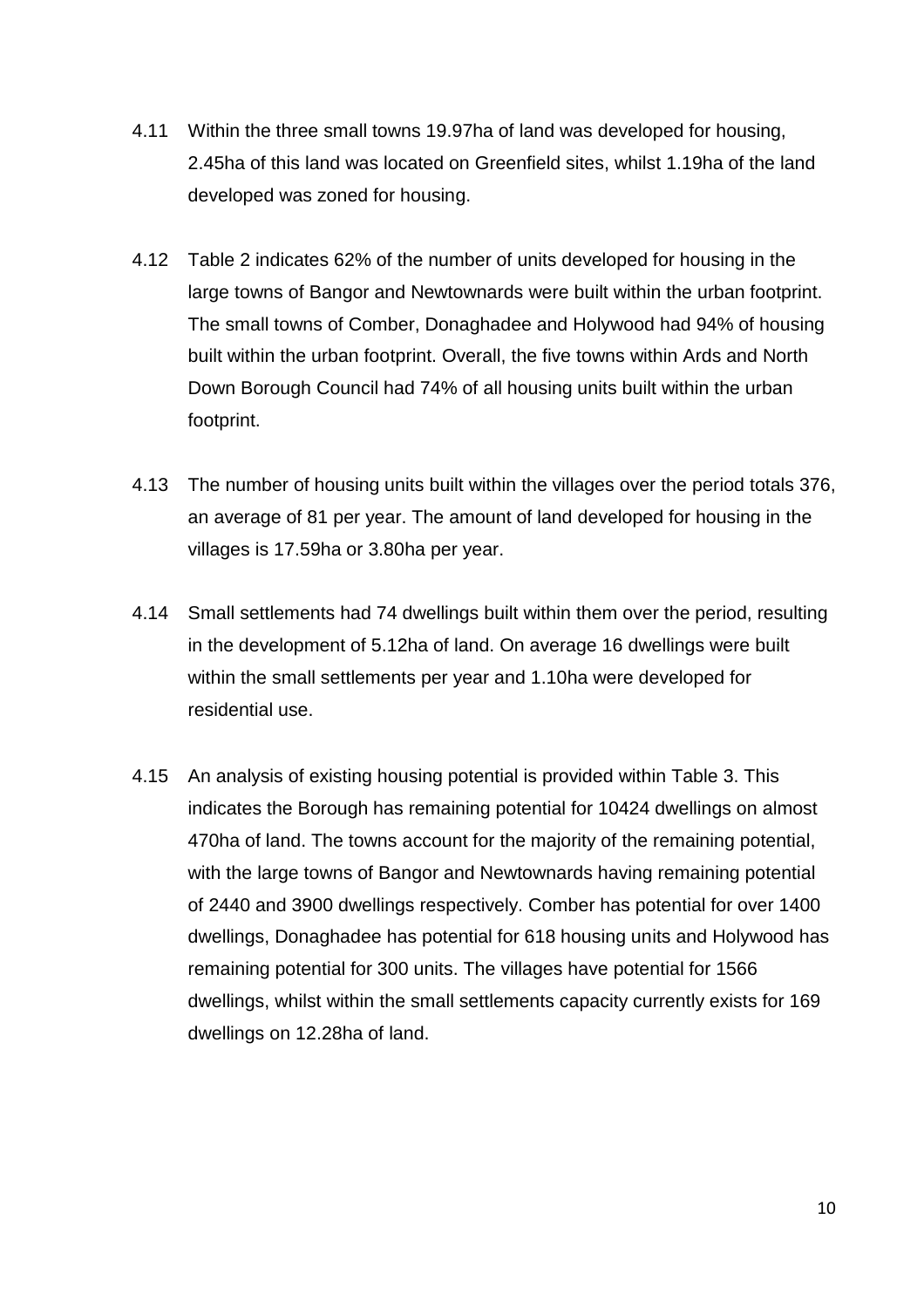4.11 Within the three small towns 19.97ha of land was developed for housing, 2.45ha of this land was located on Greenfield sites, whilst 1.19ha of the land developed was zoned for housing.

4.12 Table 2 indicates 62% of the number of units developed for housing in the large towns of Bangor and Newtownards were built within the urban footprint. The small towns of Comber, Donaghadee and Holywood had 94% of housing built within the urban footprint. Overall, the five towns within Ards and North Down Borough Council had 74% of all housing units built within the urban footprint.

4.13 The number of housing units built within the villages over the period totals 376, an average of 81 per year. The amount of land developed for housing in the villages is 17.59ha or 3.80ha per year.

4.14 Small settlements had 74 dwellings built within them over the period, resulting in the development of 5.12ha of land. On average 16 dwellings were built within the small settlements per year and 1.10ha were developed for residential use.

4.15 An analysis of existing housing potential is provided within Table 3. This indicates the Borough has remaining potential for 10424 dwellings on almost 470ha of land. The towns account for the majority of the remaining potential, with the large towns of Bangor and Newtownards having remaining potential of 2440 and 3900 dwellings respectively. Comber has potential for over 1400 dwellings, Donaghadee has potential for 618 housing units and Holywood has remaining potential for 300 units. The villages have potential for 1566 dwellings, whilst within the small settlements capacity currently exists for 169 dwellings on 12.28ha of land.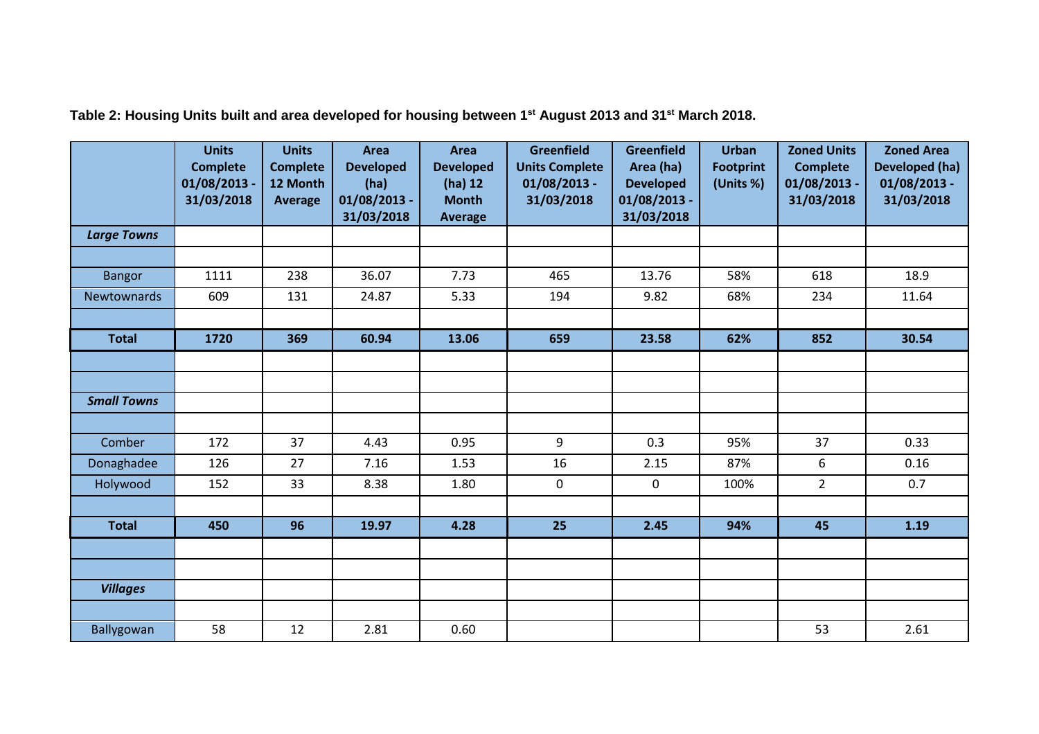**Table 2: Housing Units built and area developed for housing between 1st August 2013 and 31st March 2018.**

| | Units Complete 01/08/2013 - 31/03/2018 | Units Complete 12 Month Average | Area Developed (ha) 01/08/2013 - 31/03/2018 | Area Developed (ha) 12 Month Average | Greenfield Units Complete 01/08/2013 - 31/03/2018 | Greenfield Area (ha) Developed 01/08/2013 - 31/03/2018 | Urban Footprint (Units %) | Zoned Units Complete 01/08/2013 - 31/03/2018 | Zoned Area Developed (ha) 01/08/2013 - 31/03/2018 |
|---|---|---|---|---|---|---|---|---|---|
| ***Large Towns*** | | | | | | | | | |
| | | | | | | | | | |
| Bangor | 1111 | 238 | 36.07 | 7.73 | 465 | 13.76 | 58% | 618 | 18.9 |
| Newtownards | 609 | 131 | 24.87 | 5.33 | 194 | 9.82 | 68% | 234 | 11.64 |
| | | | | | | | | | |
| **Total** | **1720** | **369** | **60.94** | **13.06** | **659** | **23.58** | **62%** | **852** | **30.54** |
| | | | | | | | | | |
| | | | | | | | | | |
| ***Small Towns*** | | | | | | | | | |
| | | | | | | | | | |
| Comber | 172 | 37 | 4.43 | 0.95 | 9 | 0.3 | 95% | 37 | 0.33 |
| Donaghadee | 126 | 27 | 7.16 | 1.53 | 16 | 2.15 | 87% | 6 | 0.16 |
| Holywood | 152 | 33 | 8.38 | 1.80 | 0 | 0 | 100% | 2 | 0.7 |
| | | | | | | | | | |
| **Total** | **450** | **96** | **19.97** | **4.28** | **25** | **2.45** | **94%** | **45** | **1.19** |
| | | | | | | | | | |
| | | | | | | | | | |
| ***Villages*** | | | | | | | | | |
| | | | | | | | | | |
| Ballygowan | 58 | 12 | 2.81 | 0.60 | | | | 53 | 2.61 |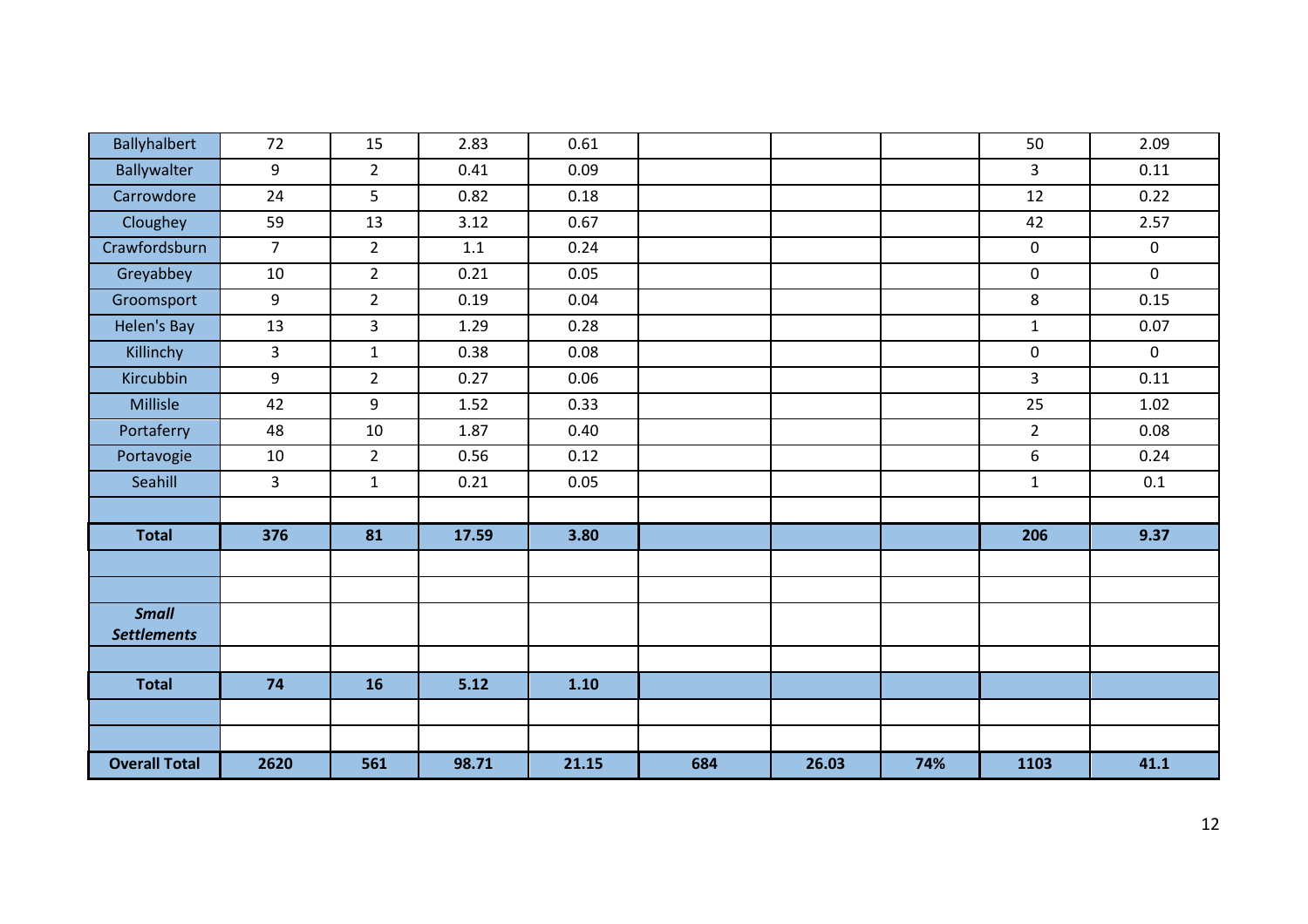| Ballyhalbert | 72 | 15 | 2.83 | 0.61 | | | | 50 | 2.09 |
|---|---|---|---|---|---|---|---|---|---|
| Ballywalter | 9 | 2 | 0.41 | 0.09 | | | | 3 | 0.11 |
| Carrowdore | 24 | 5 | 0.82 | 0.18 | | | | 12 | 0.22 |
| Cloughey | 59 | 13 | 3.12 | 0.67 | | | | 42 | 2.57 |
| Crawfordsburn | 7 | 2 | 1.1 | 0.24 | | | | 0 | 0 |
| Greyabbey | 10 | 2 | 0.21 | 0.05 | | | | 0 | 0 |
| Groomsport | 9 | 2 | 0.19 | 0.04 | | | | 8 | 0.15 |
| Helen's Bay | 13 | 3 | 1.29 | 0.28 | | | | 1 | 0.07 |
| Killinchy | 3 | 1 | 0.38 | 0.08 | | | | 0 | 0 |
| Kircubbin | 9 | 2 | 0.27 | 0.06 | | | | 3 | 0.11 |
| Millisle | 42 | 9 | 1.52 | 0.33 | | | | 25 | 1.02 |
| Portaferry | 48 | 10 | 1.87 | 0.40 | | | | 2 | 0.08 |
| Portavogie | 10 | 2 | 0.56 | 0.12 | | | | 6 | 0.24 |
| Seahill | 3 | 1 | 0.21 | 0.05 | | | | 1 | 0.1 |
| | | | | | | | | | |
| **Total** | **376** | **81** | **17.59** | **3.80** | | | | **206** | **9.37** |
| | | | | | | | | | |
| | | | | | | | | | |
| ***Small Settlements*** | | | | | | | | | |
| | | | | | | | | | |
| **Total** | **74** | **16** | **5.12** | **1.10** | | | | | |
| | | | | | | | | | |
| | | | | | | | | | |
| **Overall Total** | **2620** | **561** | **98.71** | **21.15** | **684** | **26.03** | **74%** | **1103** | **41.1** |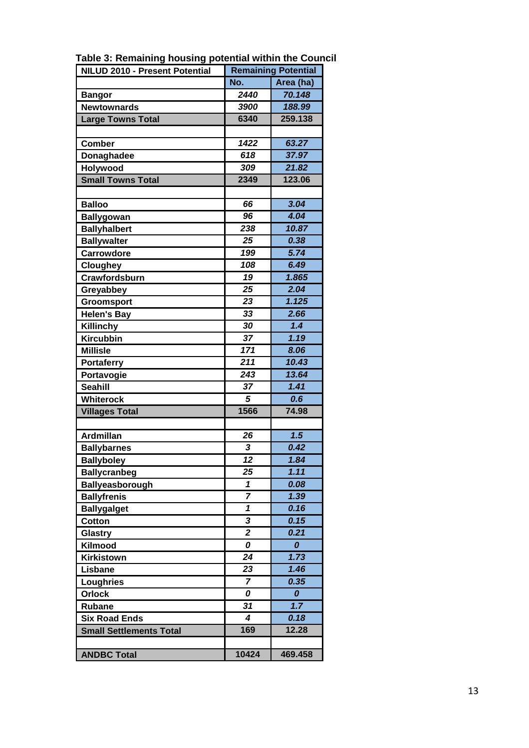**Table 3: Remaining housing potential within the Council**

| NILUD 2010 - Present Potential | Remaining Potential | |
|---|---|---|
| | No. | Area (ha) |
| **Bangor** | *2440* | *70.148* |
| **Newtownards** | *3900* | *188.99* |
| **Large Towns Total** | **6340** | **259.138** |
| | | |
| **Comber** | *1422* | *63.27* |
| **Donaghadee** | *618* | *37.97* |
| **Holywood** | *309* | *21.82* |
| **Small Towns Total** | **2349** | **123.06** |
| | | |
| **Balloo** | *66* | *3.04* |
| **Ballygowan** | *96* | *4.04* |
| **Ballyhalbert** | *238* | *10.87* |
| **Ballywalter** | *25* | *0.38* |
| **Carrowdore** | *199* | *5.74* |
| **Cloughey** | *108* | *6.49* |
| **Crawfordsburn** | *19* | *1.865* |
| **Greyabbey** | *25* | *2.04* |
| **Groomsport** | *23* | *1.125* |
| **Helen's Bay** | *33* | *2.66* |
| **Killinchy** | *30* | *1.4* |
| **Kircubbin** | *37* | *1.19* |
| **Millisle** | *171* | *8.06* |
| **Portaferry** | *211* | *10.43* |
| **Portavogie** | *243* | *13.64* |
| **Seahill** | *37* | *1.41* |
| **Whiterock** | *5* | *0.6* |
| **Villages Total** | **1566** | **74.98** |
| | | |
| **Ardmillan** | *26* | *1.5* |
| **Ballybarnes** | *3* | *0.42* |
| **Ballyboley** | *12* | *1.84* |
| **Ballycranbeg** | *25* | *1.11* |
| **Ballyeasborough** | *1* | *0.08* |
| **Ballyfrenis** | *7* | *1.39* |
| **Ballygalget** | *1* | *0.16* |
| **Cotton** | *3* | *0.15* |
| **Glastry** | *2* | *0.21* |
| **Kilmood** | *0* | *0* |
| **Kirkistown** | *24* | *1.73* |
| **Lisbane** | *23* | *1.46* |
| **Loughries** | *7* | *0.35* |
| **Orlock** | *0* | *0* |
| **Rubane** | *31* | *1.7* |
| **Six Road Ends** | *4* | *0.18* |
| **Small Settlements Total** | **169** | **12.28** |
| | | |
| **ANDBC Total** | **10424** | **469.458** |